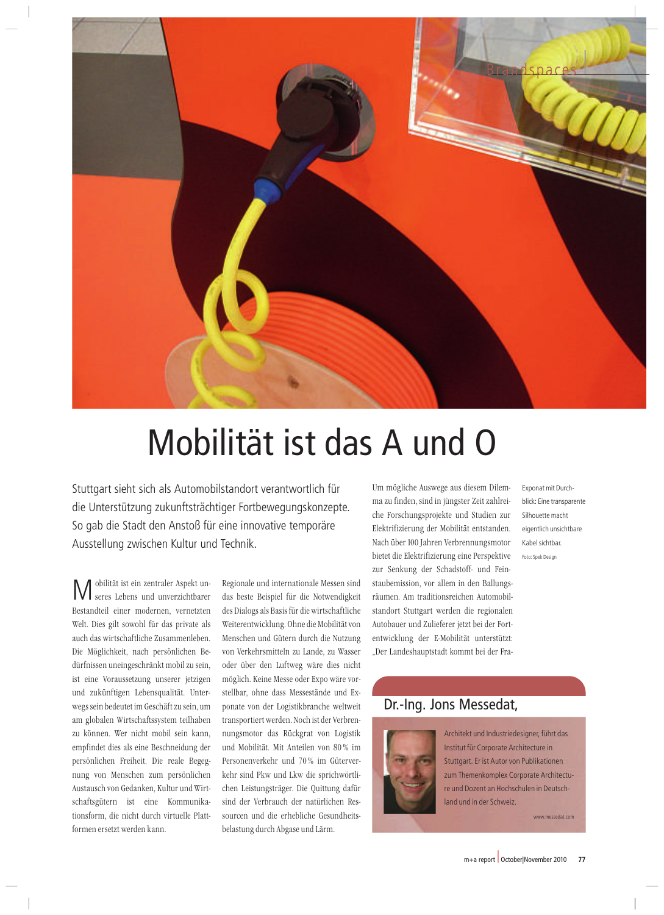Brandspaces

# Mobilität ist das A und O

Stuttgart sieht sich als Automobilstandort verantwortlich für die Unterstützung zukunftsträchtiger Fortbewegungskonzepte. So gab die Stadt den Anstoß für eine innovative temporäre Ausstellung zwischen Kultur und Technik.

Mobilität ist ein zentraler Aspekt unseres Lebens und unverzichtbarer Bestandteil einer modernen, vernetzten Welt. Dies gilt sowohl für das private als auch das wirtschaftliche Zusammenleben. Die Möglichkeit, nach persönlichen Bedürfnissen uneingeschränkt mobil zu sein, ist eine Voraussetzung unserer jetzigen und zukünftigen Lebensqualität. Unterwegs sein bedeutet im Geschäft zu sein, um am globalen Wirtschaftssystem teilhaben zu können. Wer nicht mobil sein kann, empfindet dies als eine Beschneidung der persönlichen Freiheit. Die reale Begegnung von Menschen zum persönlichen Austausch von Gedanken, Kultur und Wirtschaftsgütern ist eine Kommunikationsform, die nicht durch virtuelle Plattformen ersetzt werden kann.

Regionale und internationale Messen sind das beste Beispiel für die Notwendigkeit des Dialogs als Basis für die wirtschaftliche Weiterentwicklung. Ohne die Mobilität von Menschen und Gütern durch die Nutzung von Verkehrsmitteln zu Lande, zu Wasser oder über den Luftweg wäre dies nicht möglich. Keine Messe oder Expo wäre vorstellbar, ohne dass Messestände und Exponate von der Logistikbranche weltweit transportiert werden. Noch ist der Verbrennungsmotor das Rückgrat von Logistik und Mobilität. Mit Anteilen von 80 % im Personenverkehr und 70 % im Güterverkehr sind Pkw und Lkw die sprichwörtlichen Leistungsträger. Die Quittung dafür sind der Verbrauch der natürlichen Ressourcen und die erhebliche Gesundheitsbelastung durch Abgase und Lärm.

Um mögliche Auswege aus diesem Dilemma zu finden, sind in jüngster Zeit zahlreiche Forschungsprojekte und Studien zur Elektrifizierung der Mobilität entstanden. Nach über 100 Jahren Verbrennungsmotor bietet die Elektrifizierung eine Perspektive zur Senkung der Schadstoff- und Feinstaubemission, vor allem in den Ballungsräumen. Am traditionsreichen Automobilstandort Stuttgart werden die regionalen Autobauer und Zulieferer jetzt bei der Fortentwicklung der E-Mobilität unterstützt: „Der Landeshauptstadt kommt bei der Fra-

Exponat mit Durchblick: Eine transparente Silhouette macht eigentlich unsichtbare Kabel sichtbar.

Foto: Spek Design

## Dr.-Ing. Jons Messedat,

Architekt und Industriedesigner, führt das Institut für Corporate Architecture in Stuttgart. Er ist Autor von Publikationen zum Themenkomplex Corporate Architecture und Dozent an Hochschulen in Deutschland und in der Schweiz.

www.messedat.com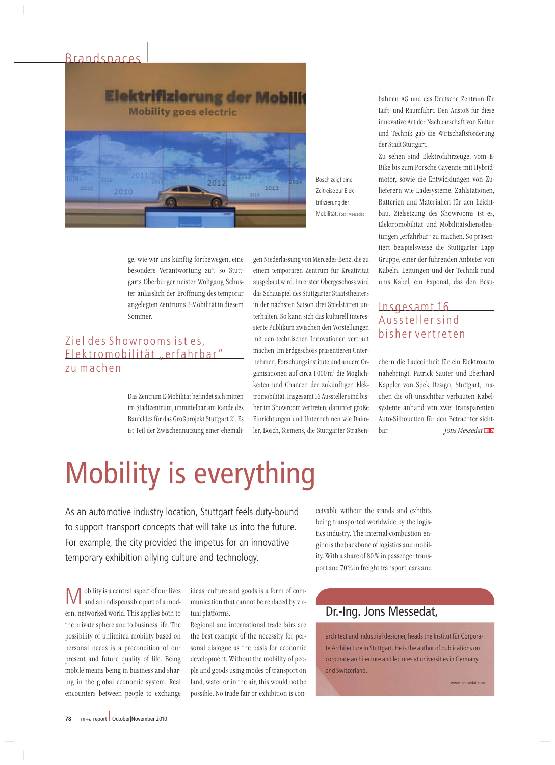Brandspaces

Bosch zeigt eine Zeitreise zur Elektrifizierung der Mobilität. Foto: Messedat

ge, wie wir uns künftig fortbewegen, eine besondere Verantwortung zu", so Stuttgarts Oberbürgermeister Wolfgang Schuster anlässlich der Eröffnung des temporär angelegten Zentrums E-Mobilität in diesem Sommer.

## Ziel des Showrooms ist es, Elektromobilität „erfahrbar" zu machen

Das Zentrum E-Mobilität befindet sich mitten im Stadtzentrum, unmittelbar am Rande des Baufeldes für das Großprojekt Stuttgart 21. Es ist Teil der Zwischennutzung einer ehemaligen Niederlassung von Mercedes-Benz, die zu einem temporären Zentrum für Kreativität ausgebaut wird. Im ersten Obergeschoss wird das Schauspiel des Stuttgarter Staatstheaters in der nächsten Saison drei Spielstätten unterhalten. So kann sich das kulturell interessierte Publikum zwischen den Vorstellungen mit den technischen Innovationen vertraut machen. Im Erdgeschoss präsentieren Unternehmen, Forschungsinstitute und andere Organisationen auf circa 1 000 m² die Möglichkeiten und Chancen der zukünftigen Elektromobilität. Insgesamt 16 Aussteller sind bisher im Showroom vertreten, darunter große Einrichtungen und Unternehmen wie Daimler, Bosch, Siemens, die Stuttgarter Straßenbahnen AG und das Deutsche Zentrum für Luft- und Raumfahrt. Den Anstoß für diese innovative Art der Nachbarschaft von Kultur und Technik gab die Wirtschaftsförderung der Stadt Stuttgart.

Zu sehen sind Elektrofahrzeuge, vom E-Bike bis zum Porsche Cayenne mit Hybridmotor, sowie die Entwicklungen von Zulieferern wie Ladesysteme, Zahlstationen, Batterien und Materialien für den Leichtbau. Zielsetzung des Showrooms ist es, Elektromobilität und Mobilitätsdienstleistungen „erfahrbar" zu machen. So präsentiert beispielsweise die Stuttgarter Lapp Gruppe, einer der führenden Anbieter von Kabeln, Leitungen und der Technik rund ums Kabel, ein Exponat, das den Besu-

## Insgesamt 16 Aussteller sind bisher vertreten

chern die Ladeeinheit für ein Elektroauto nahebringt. Patrick Sauter und Eberhard Kappler von Spek Design, Stuttgart, machen die oft unsichtbar verbauten Kabelsysteme anhand von zwei transparenten Auto-Silhouetten für den Betrachter sichtbar.

*Jons Messedat*

# Mobility is everything

As an automotive industry location, Stuttgart feels duty-bound to support transport concepts that will take us into the future. For example, the city provided the impetus for an innovative temporary exhibition allying culture and technology.

Mobility is a central aspect of our lives and an indispensable part of a modern, networked world. This applies both to the private sphere and to business life. The possibility of unlimited mobility based on personal needs is a precondition of our present and future quality of life. Being mobile means being in business and sharing in the global economic system. Real encounters between people to exchange ideas, culture and goods is a form of communication that cannot be replaced by virtual platforms.

Regional and international trade fairs are the best example of the necessity for personal dialogue as the basis for economic development. Without the mobility of people and goods using modes of transport on land, water or in the air, this would not be possible. No trade fair or exhibition is conceivable without the stands and exhibits being transported worldwide by the logistics industry. The internal-combustion engine is the backbone of logistics and mobility. With a share of 80 % in passenger transport and 70 % in freight transport, cars and

## Dr.-Ing. Jons Messedat,

architect and industrial designer, heads the Institut für Corporate Architecture in Stuttgart. He is the author of publications on corporate architecture and lectures at universities in Germany and Switzerland.

www.messedat.com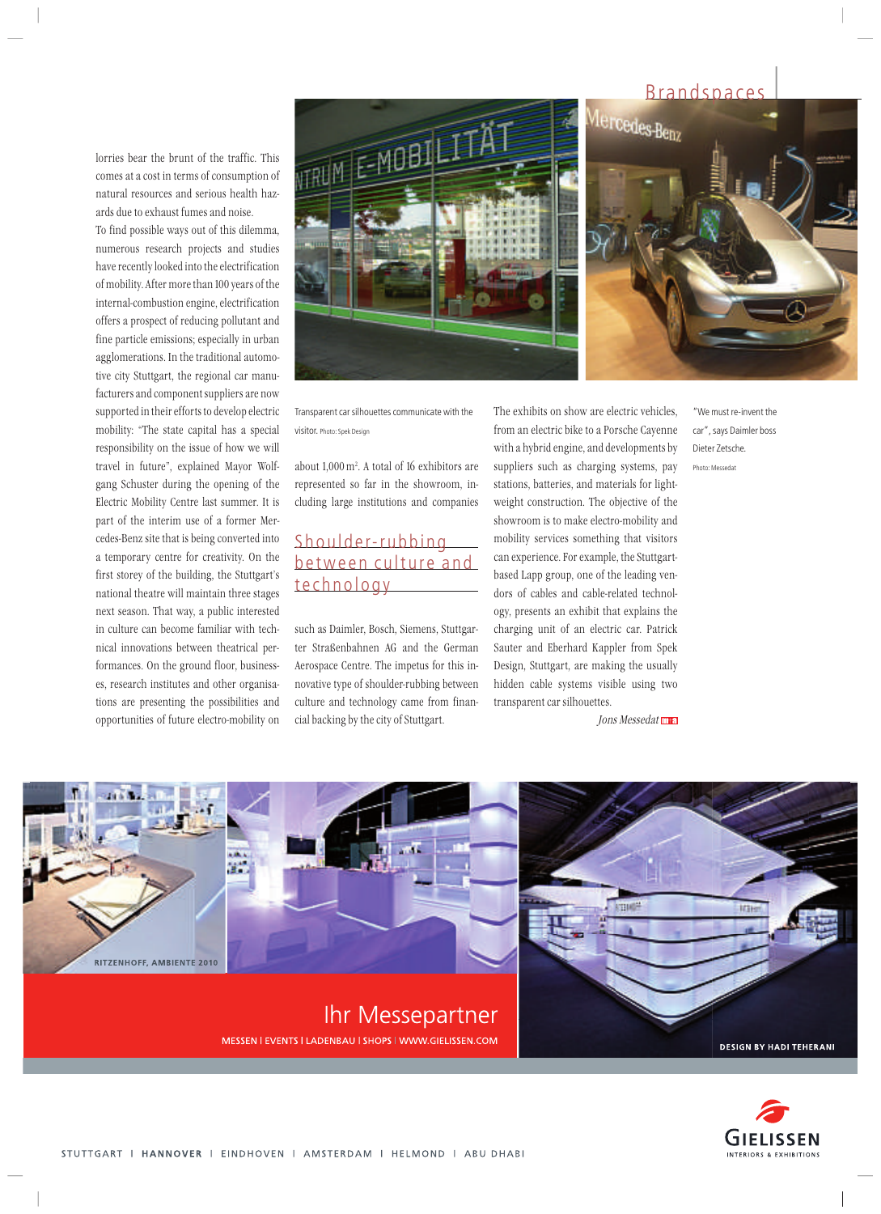lorries bear the brunt of the traffic. This comes at a cost in terms of consumption of natural resources and serious health hazards due to exhaust fumes and noise.

To find possible ways out of this dilemma, numerous research projects and studies have recently looked into the electrification of mobility. After more than 100 years of the internal-combustion engine, electrification offers a prospect of reducing pollutant and fine particle emissions; especially in urban agglomerations. In the traditional automotive city Stuttgart, the regional car manufacturers and component suppliers are now supported in their efforts to develop electric mobility: "The state capital has a special responsibility on the issue of how we will travel in future", explained Mayor Wolfgang Schuster during the opening of the Electric Mobility Centre last summer. It is part of the interim use of a former Mercedes-Benz site that is being converted into a temporary centre for creativity. On the first storey of the building, the Stuttgart's national theatre will maintain three stages next season. That way, a public interested in culture can become familiar with technical innovations between theatrical performances. On the ground floor, businesses, research institutes and other organisations are presenting the possibilities and opportunities of future electro-mobility on about 1,000 m². A total of 16 exhibitors are represented so far in the showroom, including large institutions and companies such as Daimler, Bosch, Siemens, Stuttgarter Straßenbahnen AG and the German Aerospace Centre. The impetus for this innovative type of shoulder-rubbing between culture and technology came from financial backing by the city of Stuttgart.

Transparent car silhouettes communicate with the visitor. Photo: Spek Design

## Shoulder-rubbing between culture and technology

The exhibits on show are electric vehicles, from an electric bike to a Porsche Cayenne with a hybrid engine, and developments by suppliers such as charging systems, pay stations, batteries, and materials for lightweight construction. The objective of the showroom is to make electro-mobility and mobility services something that visitors can experience. For example, the Stuttgart-based Lapp group, one of the leading vendors of cables and cable-related technology, presents an exhibit that explains the charging unit of an electric car. Patrick Sauter and Eberhard Kappler from Spek Design, Stuttgart, are making the usually hidden cable systems visible using two transparent car silhouettes.

*Jons Messedat*

"We must re-invent the car", says Daimler boss Dieter Zetsche. Photo: Messedat

RITZENHOFF, AMBIENTE 2010

Ihr Messepartner

MESSEN | EVENTS | LADENBAU | SHOPS | WWW.GIELISSEN.COM

DESIGN BY HADI TEHERANI

STUTTGART | HANNOVER | EINDHOVEN | AMSTERDAM | HELMOND | ABU DHABI

GIELISSEN INTERIORS & EXHIBITIONS